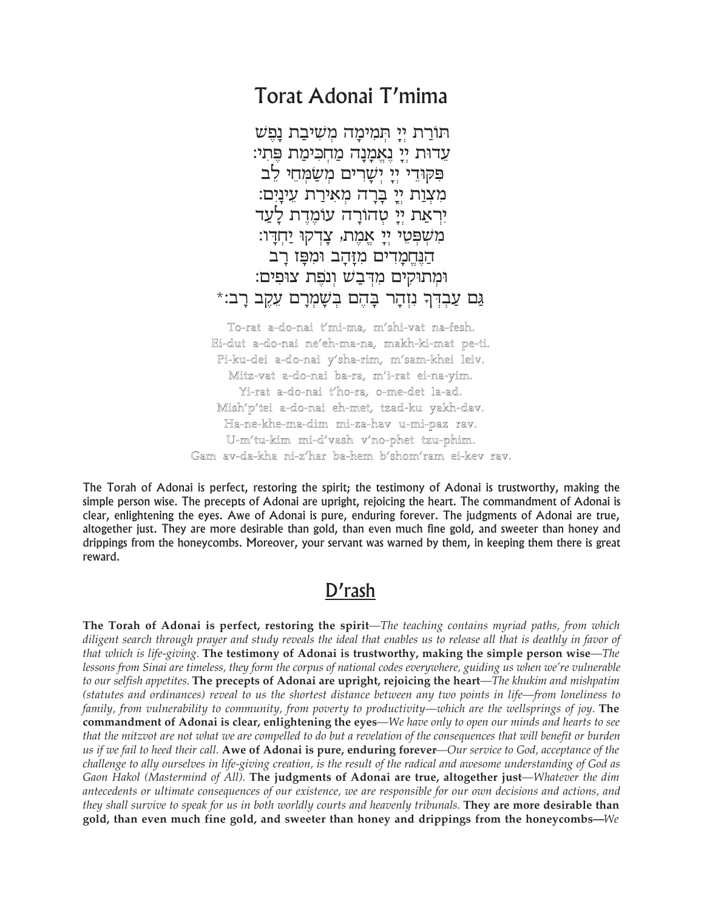# Torat Adonai T'mima

תּוֹרַת יְיָ תְּמִימָה מְשִׁיבַת נָפֶשׁ
עֵדוּת יְיָ נֶאֱמָנָה מַחְכִּימַת פֶּתִי:
פִּקּוּדֵי יְיָ יְשָׁרִים מְשַׂמְּחֵי לֵב
מִצְוַת יְיָ בָּרָה מְאִירַת עֵינָיִם:
יִרְאַת יְיָ טְהוֹרָה עוֹמֶדֶת לָעַד
מִשְׁפְּטֵי יְיָ אֱמֶת, צָדְקוּ יַחְדָּו:
הַנֶּחֱמָדִים מִזָּהָב וּמִפָּז רָב
וּמְתוּקִים מִדְּבַשׁ וְנֹפֶת צוּפִים:
גַּם עַבְדְּךָ נִזְהָר בָּהֶם בְּשָׁמְרָם עֵקֶב רָב:*

To-rat a-do-nai t'mi-ma, m'shi-vat na-fesh.
Ei-dut a-do-nai ne'eh-ma-na, makh-ki-mat pe-ti.
Pi-ku-dei a-do-nai y'sha-rim, m'sam-khei leiv.
Mitz-vat a-do-nai ba-ra, m'i-rat ei-na-yim.
Yi-rat a-do-nai t'ho-ra, o-me-det la-ad.
Mish'p'tei a-do-nai eh-met, tzad-ku yakh-dav.
Ha-ne-khe-ma-dim mi-za-hav u-mi-paz rav.
U-m'tu-kim mi-d'vash v'no-phet tzu-phim.
Gam av-da-kha ni-z'har ba-hem b'shom'ram ei-kev rav.

The Torah of Adonai is perfect, restoring the spirit; the testimony of Adonai is trustworthy, making the simple person wise. The precepts of Adonai are upright, rejoicing the heart. The commandment of Adonai is clear, enlightening the eyes. Awe of Adonai is pure, enduring forever. The judgments of Adonai are true, altogether just. They are more desirable than gold, than even much fine gold, and sweeter than honey and drippings from the honeycombs. Moreover, your servant was warned by them, in keeping them there is great reward.

## D'rash

**The Torah of Adonai is perfect, restoring the spirit**—*The teaching contains myriad paths, from which diligent search through prayer and study reveals the ideal that enables us to release all that is deathly in favor of that which is life-giving.* **The testimony of Adonai is trustworthy, making the simple person wise**—*The lessons from Sinai are timeless, they form the corpus of national codes everywhere, guiding us when we're vulnerable to our selfish appetites.* **The precepts of Adonai are upright, rejoicing the heart**—*The khukim and mishpatim (statutes and ordinances) reveal to us the shortest distance between any two points in life—from loneliness to family, from vulnerability to community, from poverty to productivity—which are the wellsprings of joy.* **The commandment of Adonai is clear, enlightening the eyes**—*We have only to open our minds and hearts to see that the mitzvot are not what we are compelled to do but a revelation of the consequences that will benefit or burden us if we fail to heed their call.* **Awe of Adonai is pure, enduring forever**—*Our service to God, acceptance of the challenge to ally ourselves in life-giving creation, is the result of the radical and awesome understanding of God as Gaon Hakol (Mastermind of All).* **The judgments of Adonai are true, altogether just**—*Whatever the dim antecedents or ultimate consequences of our existence, we are responsible for our own decisions and actions, and they shall survive to speak for us in both worldly courts and heavenly tribunals.* **They are more desirable than gold, than even much fine gold, and sweeter than honey and drippings from the honeycombs—***We*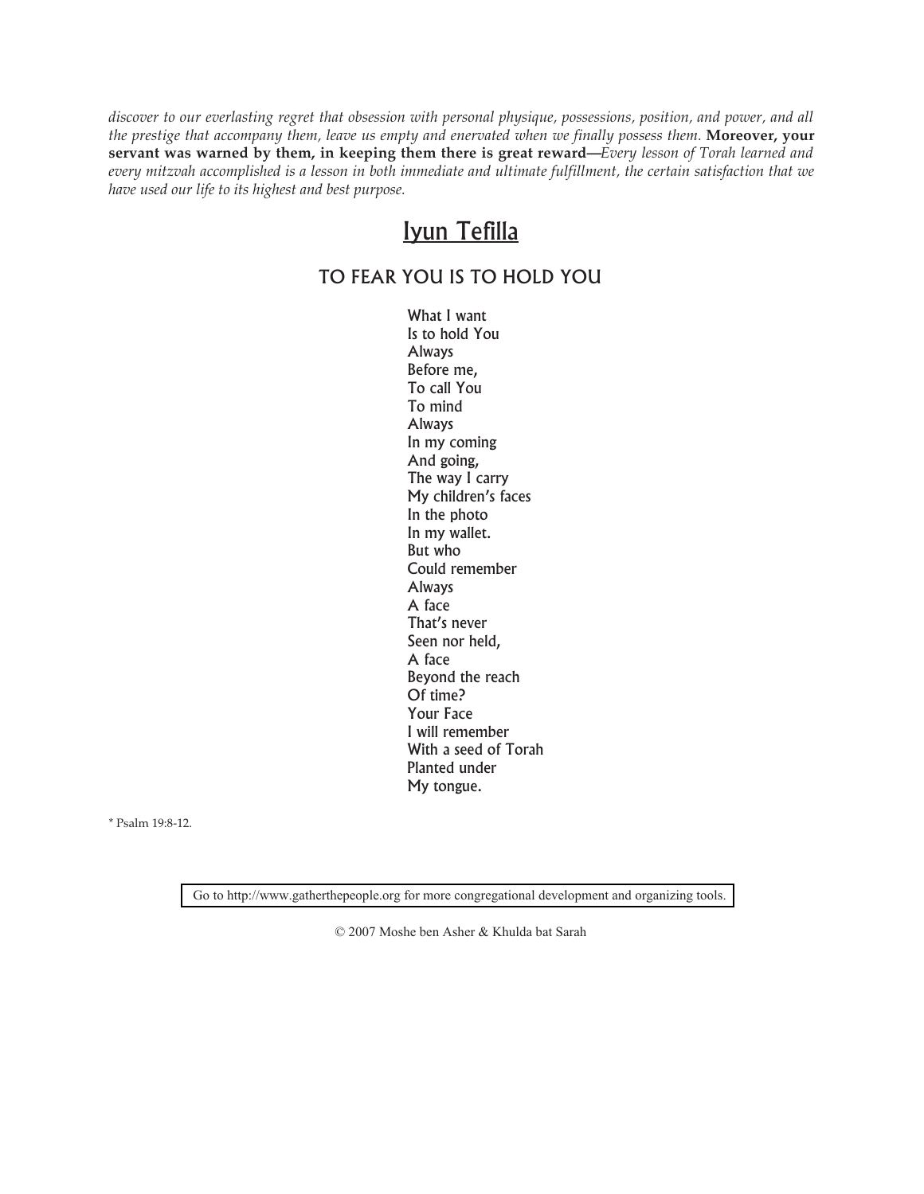*discover to our everlasting regret that obsession with personal physique, possessions, position, and power, and all the prestige that accompany them, leave us empty and enervated when we finally possess them.* **Moreover, your servant was warned by them, in keeping them there is great reward—***Every lesson of Torah learned and every mitzvah accomplished is a lesson in both immediate and ultimate fulfillment, the certain satisfaction that we have used our life to its highest and best purpose.*

## Iyun Tefilla

### TO FEAR YOU IS TO HOLD YOU

What I want  
Is to hold You  
Always  
Before me,  
To call You  
To mind  
Always  
In my coming  
And going,  
The way I carry  
My children's faces  
In the photo  
In my wallet.  
But who  
Could remember  
Always  
A face  
That's never  
Seen nor held,  
A face  
Beyond the reach  
Of time?  
Your Face  
I will remember  
With a seed of Torah  
Planted under  
My tongue.

* Psalm 19:8-12.

Go to http://www.gatherthepeople.org for more congregational development and organizing tools.

© 2007 Moshe ben Asher & Khulda bat Sarah